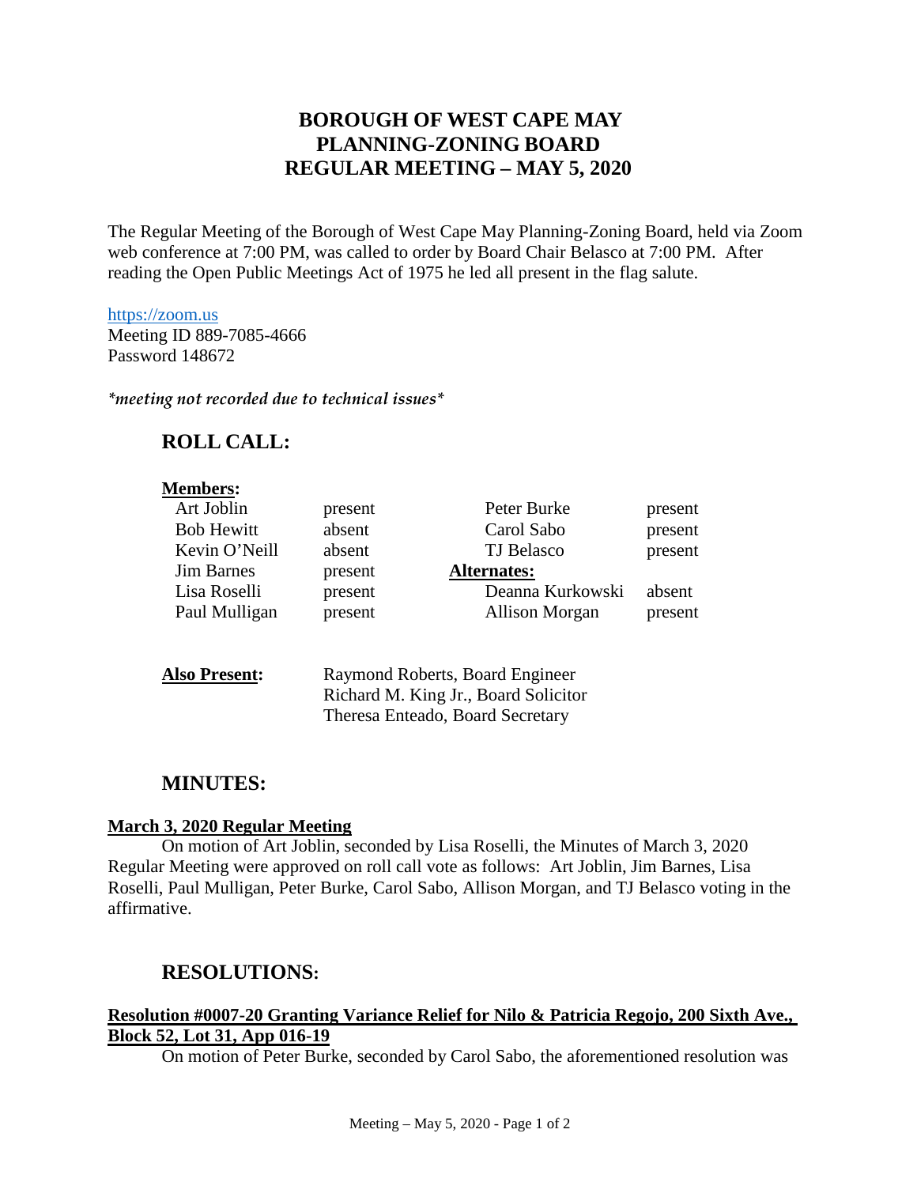# BOROUGH OF WEST CAPE MAY
# PLANNING-ZONING BOARD
# REGULAR MEETING – MAY 5, 2020

The Regular Meeting of the Borough of West Cape May Planning-Zoning Board, held via Zoom web conference at 7:00 PM, was called to order by Board Chair Belasco at 7:00 PM. After reading the Open Public Meetings Act of 1975 he led all present in the flag salute.

https://zoom.us
Meeting ID 889-7085-4666
Password 148672

*\*meeting not recorded due to technical issues\**

## ROLL CALL:

**Members:**

| | | | |
|---|---|---|---|
| Art Joblin | present | Peter Burke | present |
| Bob Hewitt | absent | Carol Sabo | present |
| Kevin O'Neill | absent | TJ Belasco | present |
| Jim Barnes | present | **Alternates:** | |
| Lisa Roselli | present | Deanna Kurkowski | absent |
| Paul Mulligan | present | Allison Morgan | present |

**Also Present:** Raymond Roberts, Board Engineer
Richard M. King Jr., Board Solicitor
Theresa Enteado, Board Secretary

## MINUTES:

**March 3, 2020 Regular Meeting**

On motion of Art Joblin, seconded by Lisa Roselli, the Minutes of March 3, 2020 Regular Meeting were approved on roll call vote as follows: Art Joblin, Jim Barnes, Lisa Roselli, Paul Mulligan, Peter Burke, Carol Sabo, Allison Morgan, and TJ Belasco voting in the affirmative.

## RESOLUTIONS:

**Resolution #0007-20 Granting Variance Relief for Nilo & Patricia Regojo, 200 Sixth Ave., Block 52, Lot 31, App 016-19**

On motion of Peter Burke, seconded by Carol Sabo, the aforementioned resolution was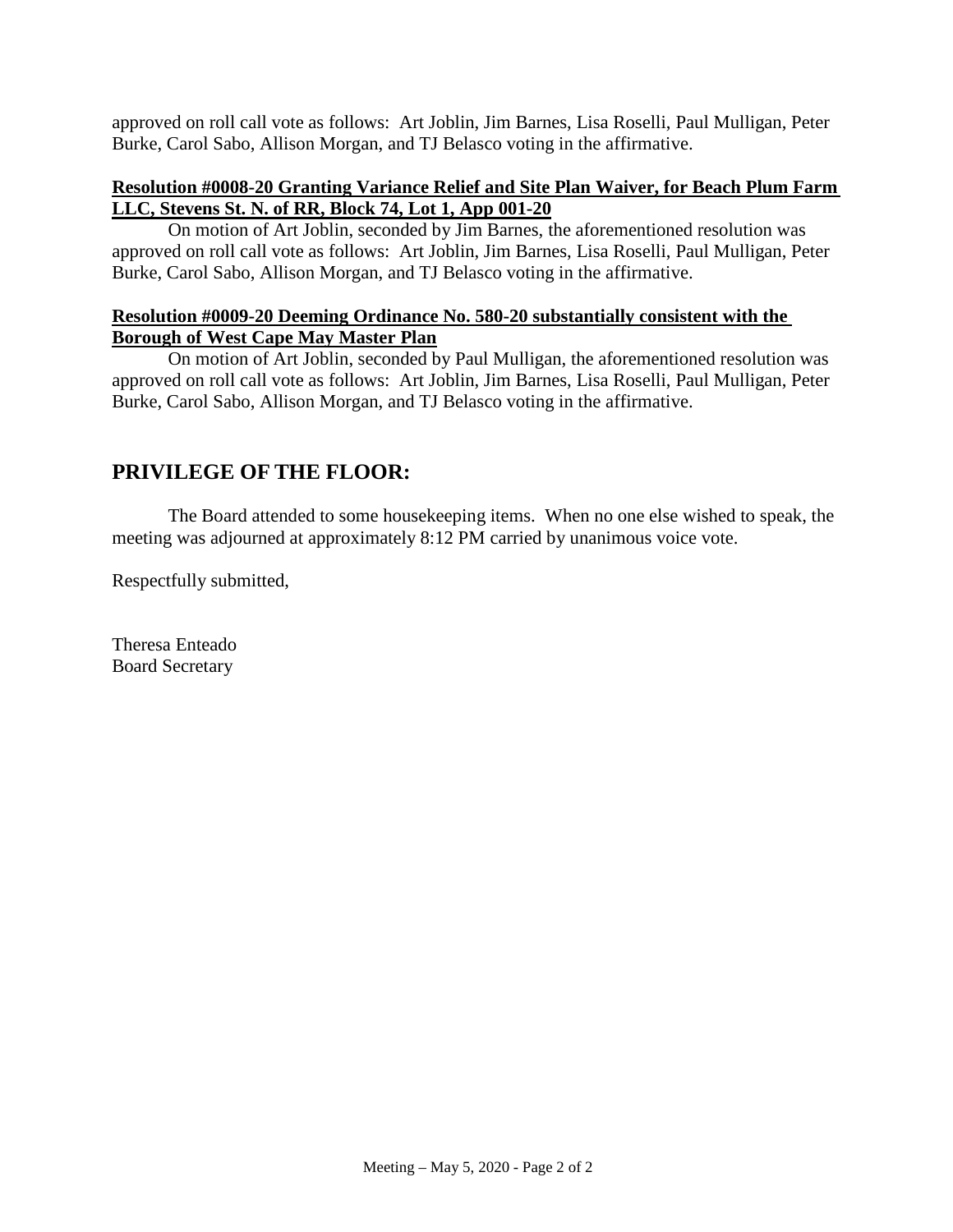approved on roll call vote as follows: Art Joblin, Jim Barnes, Lisa Roselli, Paul Mulligan, Peter Burke, Carol Sabo, Allison Morgan, and TJ Belasco voting in the affirmative.

**Resolution #0008-20 Granting Variance Relief and Site Plan Waiver, for Beach Plum Farm LLC, Stevens St. N. of RR, Block 74, Lot 1, App 001-20**

On motion of Art Joblin, seconded by Jim Barnes, the aforementioned resolution was approved on roll call vote as follows: Art Joblin, Jim Barnes, Lisa Roselli, Paul Mulligan, Peter Burke, Carol Sabo, Allison Morgan, and TJ Belasco voting in the affirmative.

**Resolution #0009-20 Deeming Ordinance No. 580-20 substantially consistent with the Borough of West Cape May Master Plan**

On motion of Art Joblin, seconded by Paul Mulligan, the aforementioned resolution was approved on roll call vote as follows: Art Joblin, Jim Barnes, Lisa Roselli, Paul Mulligan, Peter Burke, Carol Sabo, Allison Morgan, and TJ Belasco voting in the affirmative.

## PRIVILEGE OF THE FLOOR:

The Board attended to some housekeeping items. When no one else wished to speak, the meeting was adjourned at approximately 8:12 PM carried by unanimous voice vote.

Respectfully submitted,

Theresa Enteado
Board Secretary